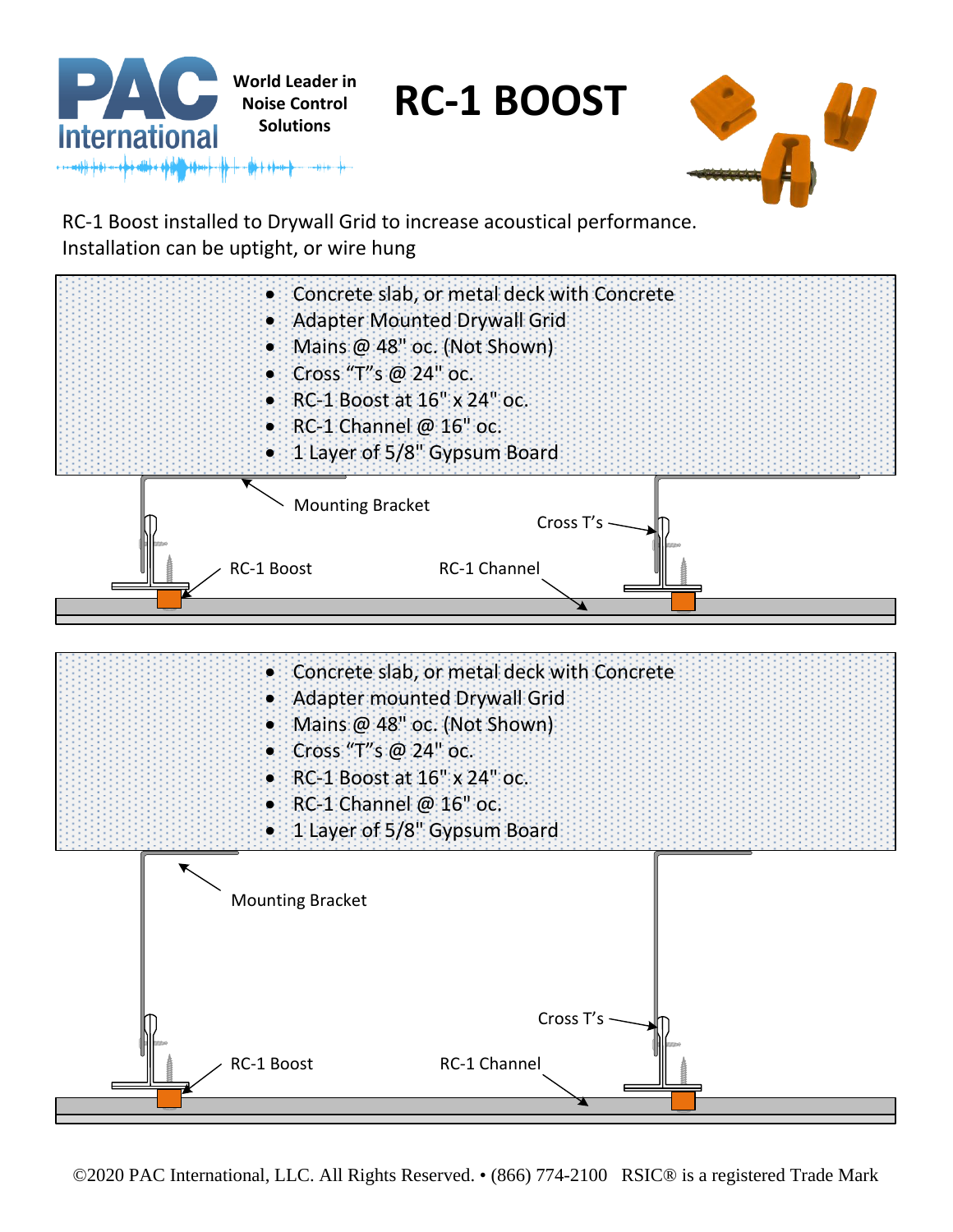PAC International

World Leader in Noise Control Solutions

# RC-1 BOOST

RC-1 Boost installed to Drywall Grid to increase acoustical performance.
Installation can be uptight, or wire hung

- Concrete slab, or metal deck with Concrete
- Adapter Mounted Drywall Grid
- Mains @ 48" oc. (Not Shown)
- Cross "T"s @ 24" oc.
- RC-1 Boost at 16" x 24" oc.
- RC-1 Channel @ 16" oc.
- 1 Layer of 5/8" Gypsum Board

Mounting Bracket

Cross T's

RC-1 Boost

RC-1 Channel

- Concrete slab, or metal deck with Concrete
- Adapter mounted Drywall Grid
- Mains @ 48" oc. (Not Shown)
- Cross "T"s @ 24" oc.
- RC-1 Boost at 16" x 24" oc.
- RC-1 Channel @ 16" oc.
- 1 Layer of 5/8" Gypsum Board

Mounting Bracket

Cross T's

RC-1 Boost

RC-1 Channel

©2020 PAC International, LLC. All Rights Reserved. • (866) 774-2100 RSIC® is a registered Trade Mark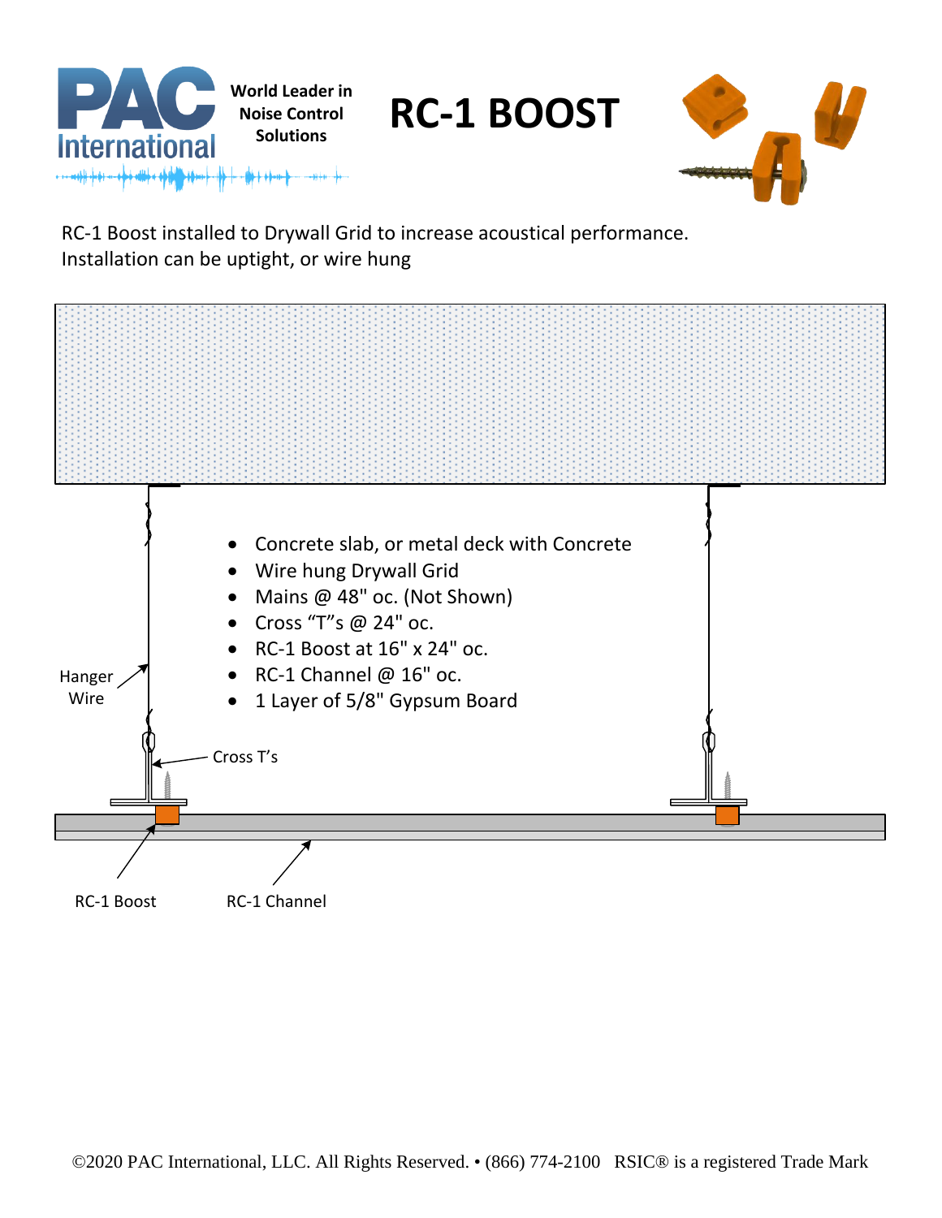PAC International — World Leader in Noise Control Solutions

# RC-1 BOOST

RC-1 Boost installed to Drywall Grid to increase acoustical performance.
Installation can be uptight, or wire hung

- Concrete slab, or metal deck with Concrete
- Wire hung Drywall Grid
- Mains @ 48" oc. (Not Shown)
- Cross "T"s @ 24" oc.
- RC-1 Boost at 16" x 24" oc.
- RC-1 Channel @ 16" oc.
- 1 Layer of 5/8" Gypsum Board

Hanger Wire

Cross T's

RC-1 Boost

RC-1 Channel

©2020 PAC International, LLC. All Rights Reserved. • (866) 774-2100 RSIC® is a registered Trade Mark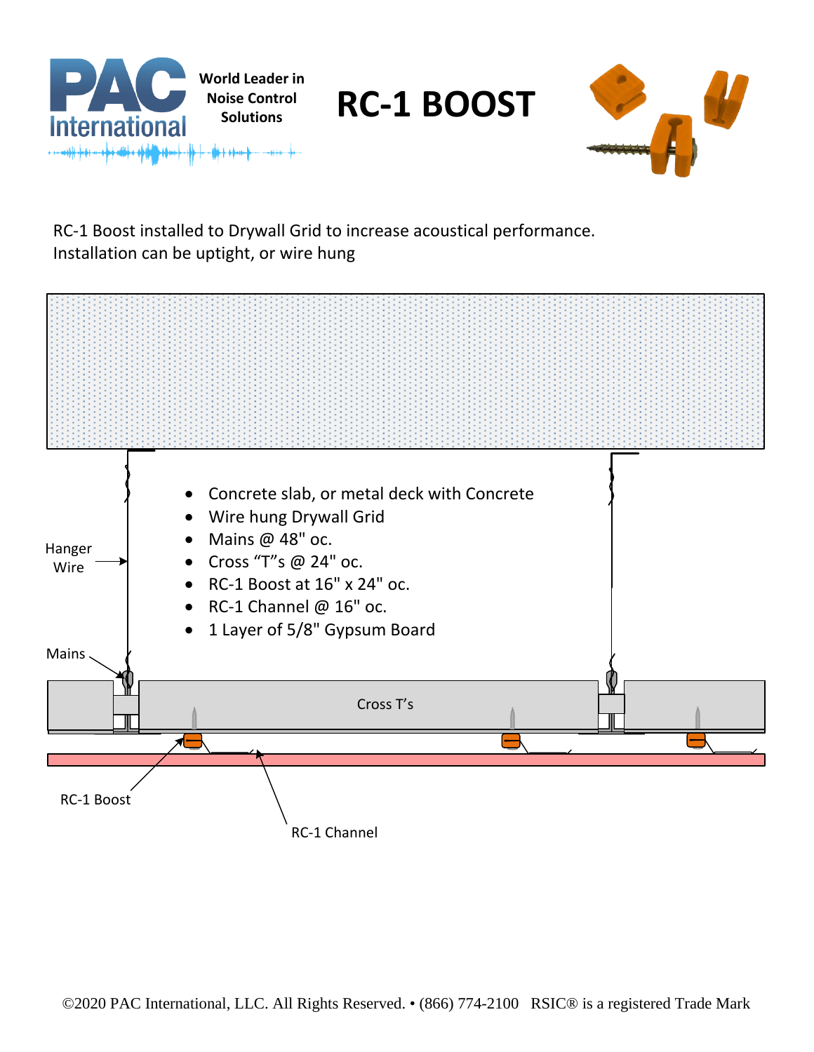PAC International

World Leader in Noise Control Solutions

# RC-1 BOOST

RC-1 Boost installed to Drywall Grid to increase acoustical performance.
Installation can be uptight, or wire hung

- Concrete slab, or metal deck with Concrete
- Wire hung Drywall Grid
- Mains @ 48" oc.
- Cross "T"s @ 24" oc.
- RC-1 Boost at 16" x 24" oc.
- RC-1 Channel @ 16" oc.
- 1 Layer of 5/8" Gypsum Board

Hanger Wire

Mains

Cross T's

RC-1 Boost

RC-1 Channel

©2020 PAC International, LLC. All Rights Reserved. • (866) 774-2100 RSIC® is a registered Trade Mark